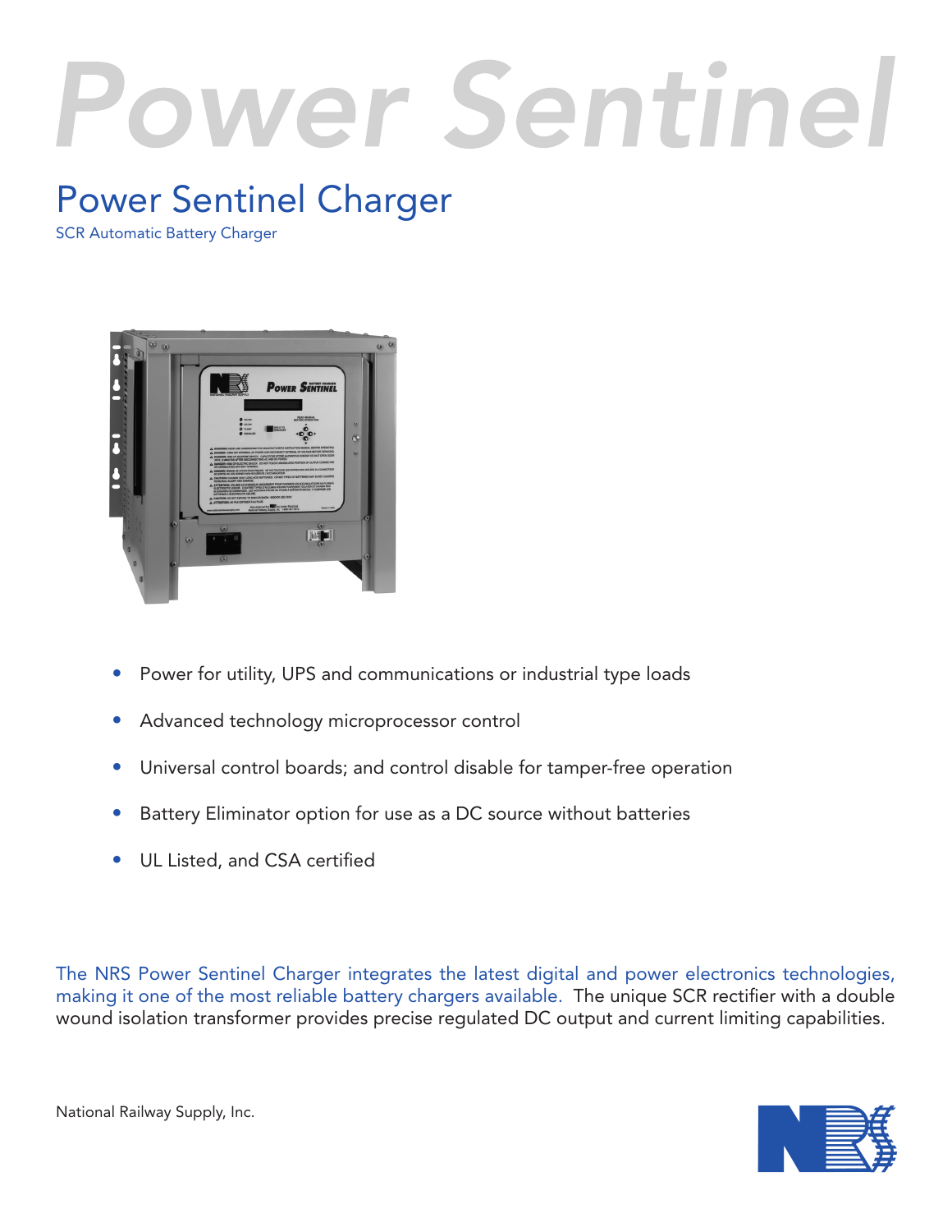# Power Sentinel

## Power Sentinel Charger

SCR Automatic Battery Charger

- Power for utility, UPS and communications or industrial type loads
- Advanced technology microprocessor control
- Universal control boards; and control disable for tamper-free operation
- Battery Eliminator option for use as a DC source without batteries
- UL Listed, and CSA certified

The NRS Power Sentinel Charger integrates the latest digital and power electronics technologies, making it one of the most reliable battery chargers available. The unique SCR rectifier with a double wound isolation transformer provides precise regulated DC output and current limiting capabilities.

National Railway Supply, Inc.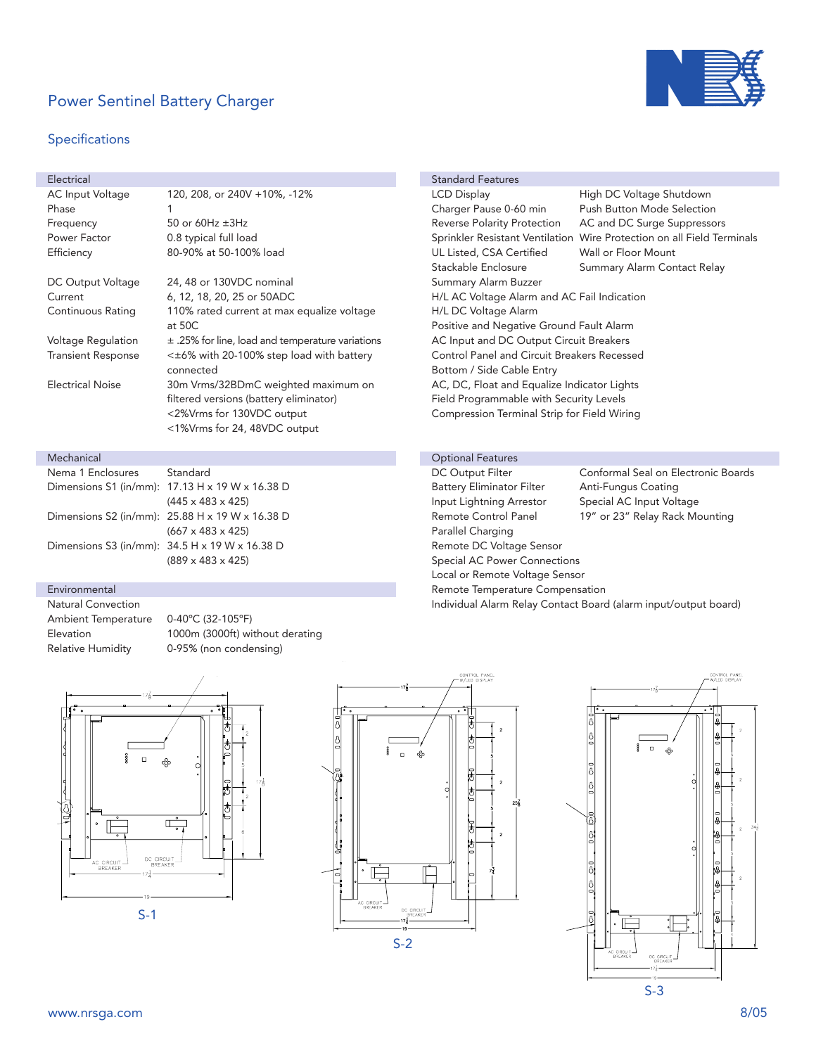# Power Sentinel Battery Charger

## Specifications

### Electrical

| | |
|---|---|
| AC Input Voltage | 120, 208, or 240V +10%, -12% |
| Phase | 1 |
| Frequency | 50 or 60Hz ±3Hz |
| Power Factor | 0.8 typical full load |
| Efficiency | 80-90% at 50-100% load |
| DC Output Voltage | 24, 48 or 130VDC nominal |
| Current | 6, 12, 18, 20, 25 or 50ADC |
| Continuous Rating | 110% rated current at max equalize voltage at 50C |
| Voltage Regulation | ± .25% for line, load and temperature variations |
| Transient Response | <±6% with 20-100% step load with battery connected |
| Electrical Noise | 30m Vrms/32BDmC weighted maximum on filtered versions (battery eliminator)<br><2%Vrms for 130VDC output<br><1%Vrms for 24, 48VDC output |

### Mechanical

| | |
|---|---|
| Nema 1 Enclosures | Standard |
| Dimensions S1 (in/mm): | 17.13 H x 19 W x 16.38 D (445 x 483 x 425) |
| Dimensions S2 (in/mm): | 25.88 H x 19 W x 16.38 D (667 x 483 x 425) |
| Dimensions S3 (in/mm): | 34.5 H x 19 W x 16.38 D (889 x 483 x 425) |

### Environmental

| | |
|---|---|
| Natural Convection | |
| Ambient Temperature | 0-40°C (32-105°F) |
| Elevation | 1000m (3000ft) without derating |
| Relative Humidity | 0-95% (non condensing) |

### Standard Features

| | |
|---|---|
| LCD Display | High DC Voltage Shutdown |
| Charger Pause 0-60 min | Push Button Mode Selection |
| Reverse Polarity Protection | AC and DC Surge Suppressors |
| Sprinkler Resistant Ventilation | Wire Protection on all Field Terminals |
| UL Listed, CSA Certified | Wall or Floor Mount |
| Stackable Enclosure | Summary Alarm Contact Relay |

- Summary Alarm Buzzer
- H/L AC Voltage Alarm and AC Fail Indication
- H/L DC Voltage Alarm
- Positive and Negative Ground Fault Alarm
- AC Input and DC Output Circuit Breakers
- Control Panel and Circuit Breakers Recessed
- Bottom / Side Cable Entry
- AC, DC, Float and Equalize Indicator Lights
- Field Programmable with Security Levels
- Compression Terminal Strip for Field Wiring

### Optional Features

| | |
|---|---|
| DC Output Filter | Conformal Seal on Electronic Boards |
| Battery Eliminator Filter | Anti-Fungus Coating |
| Input Lightning Arrestor | Special AC Input Voltage |
| Remote Control Panel | 19" or 23" Relay Rack Mounting |

- Parallel Charging
- Remote DC Voltage Sensor
- Special AC Power Connections
- Local or Remote Voltage Sensor
- Remote Temperature Compensation
- Individual Alarm Relay Contact Board (alarm input/output board)

S-1

S-2

S-3

www.nrsga.com

8/05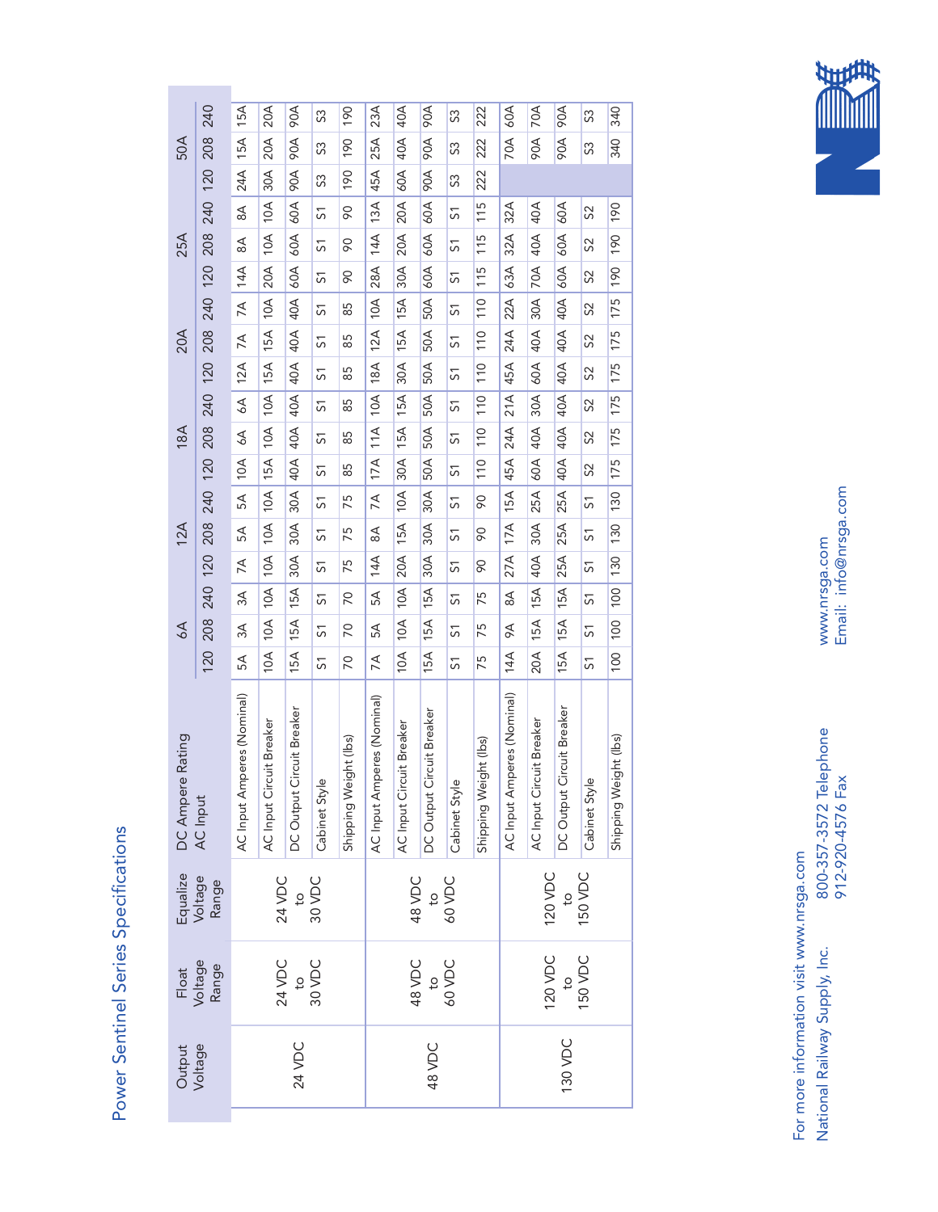# Power Sentinel Series Specifications

| Output Voltage | Float Voltage Range | Equalize Voltage Range | DC Ampere Rating | 6A | | | 12A | | | 18A | | | 20A | | | 25A | | | 50A | | |
|---|---|---|---|---|---|---|---|---|---|---|---|---|---|---|---|---|---|---|---|---|---|
| | | | AC Input | 120 | 208 | 240 | 120 | 208 | 240 | 120 | 208 | 240 | 120 | 208 | 240 | 120 | 208 | 240 | 120 | 208 | 240 |
| 24 VDC | 24 VDC to 30 VDC | 24 VDC to 30 VDC | AC Input Amperes (Nominal) | 5A | 3A | 3A | 7A | 5A | 5A | 10A | 6A | 6A | 12A | 7A | 7A | 14A | 8A | 8A | 24A | 15A | 15A |
| | | | AC Input Circuit Breaker | 10A | 10A | 10A | 10A | 10A | 10A | 15A | 10A | 10A | 15A | 15A | 10A | 20A | 10A | 10A | 30A | 20A | 20A |
| | | | DC Output Circuit Breaker | 15A | 15A | 15A | 30A | 30A | 30A | 40A | 40A | 40A | 40A | 40A | 40A | 60A | 60A | 60A | 90A | 90A | 90A |
| | | | Cabinet Style | S1 | S1 | S1 | S1 | S1 | S1 | S1 | S1 | S1 | S1 | S1 | S1 | S1 | S1 | S1 | S3 | S3 | S3 |
| | | | Shipping Weight (lbs) | 70 | 70 | 70 | 75 | 75 | 75 | 85 | 85 | 85 | 85 | 85 | 85 | 90 | 90 | 90 | 190 | 190 | 190 |
| 48 VDC | 48 VDC to 60 VDC | 48 VDC to 60 VDC | AC Input Amperes (Nominal) | 7A | 5A | 5A | 14A | 8A | 7A | 17A | 11A | 10A | 18A | 12A | 10A | 28A | 14A | 13A | 45A | 25A | 23A |
| | | | AC Input Circuit Breaker | 10A | 10A | 10A | 20A | 15A | 10A | 30A | 15A | 15A | 30A | 15A | 15A | 30A | 20A | 20A | 60A | 40A | 40A |
| | | | DC Output Circuit Breaker | 15A | 15A | 15A | 30A | 30A | 30A | 50A | 50A | 50A | 50A | 50A | 50A | 60A | 60A | 60A | 90A | 90A | 90A |
| | | | Cabinet Style | S1 | S1 | S1 | S1 | S1 | S1 | S1 | S1 | S1 | S1 | S1 | S1 | S1 | S1 | S1 | S3 | S3 | S3 |
| | | | Shipping Weight (lbs) | 75 | 75 | 75 | 90 | 90 | 90 | 110 | 110 | 110 | 110 | 110 | 110 | 115 | 115 | 115 | 222 | 222 | 222 |
| 130 VDC | 120 VDC to 150 VDC | 120 VDC to 150 VDC | AC Input Amperes (Nominal) | 14A | 9A | 8A | 27A | 17A | 15A | 45A | 24A | 21A | 45A | 24A | 22A | 63A | 32A | 32A | | 70A | 60A |
| | | | AC Input Circuit Breaker | 20A | 15A | 15A | 40A | 30A | 25A | 60A | 40A | 30A | 60A | 40A | 30A | 70A | 40A | 40A | | 90A | 70A |
| | | | DC Output Circuit Breaker | 15A | 15A | 15A | 25A | 25A | 25A | 40A | 40A | 40A | 40A | 40A | 40A | 60A | 60A | 60A | | 90A | 90A |
| | | | Cabinet Style | S1 | S1 | S1 | S1 | S1 | S1 | S2 | S2 | S2 | S2 | S2 | S2 | S2 | S2 | S2 | | S3 | S3 |
| | | | Shipping Weight (lbs) | 100 | 100 | 100 | 130 | 130 | 130 | 175 | 175 | 175 | 175 | 175 | 175 | 190 | 190 | 190 | | 340 | 340 |

For more information visit www.nrsga.com

National Railway Supply, Inc. 800-357-3572 Telephone 912-920-4576 Fax www.nrsga.com Email: info@nrsga.com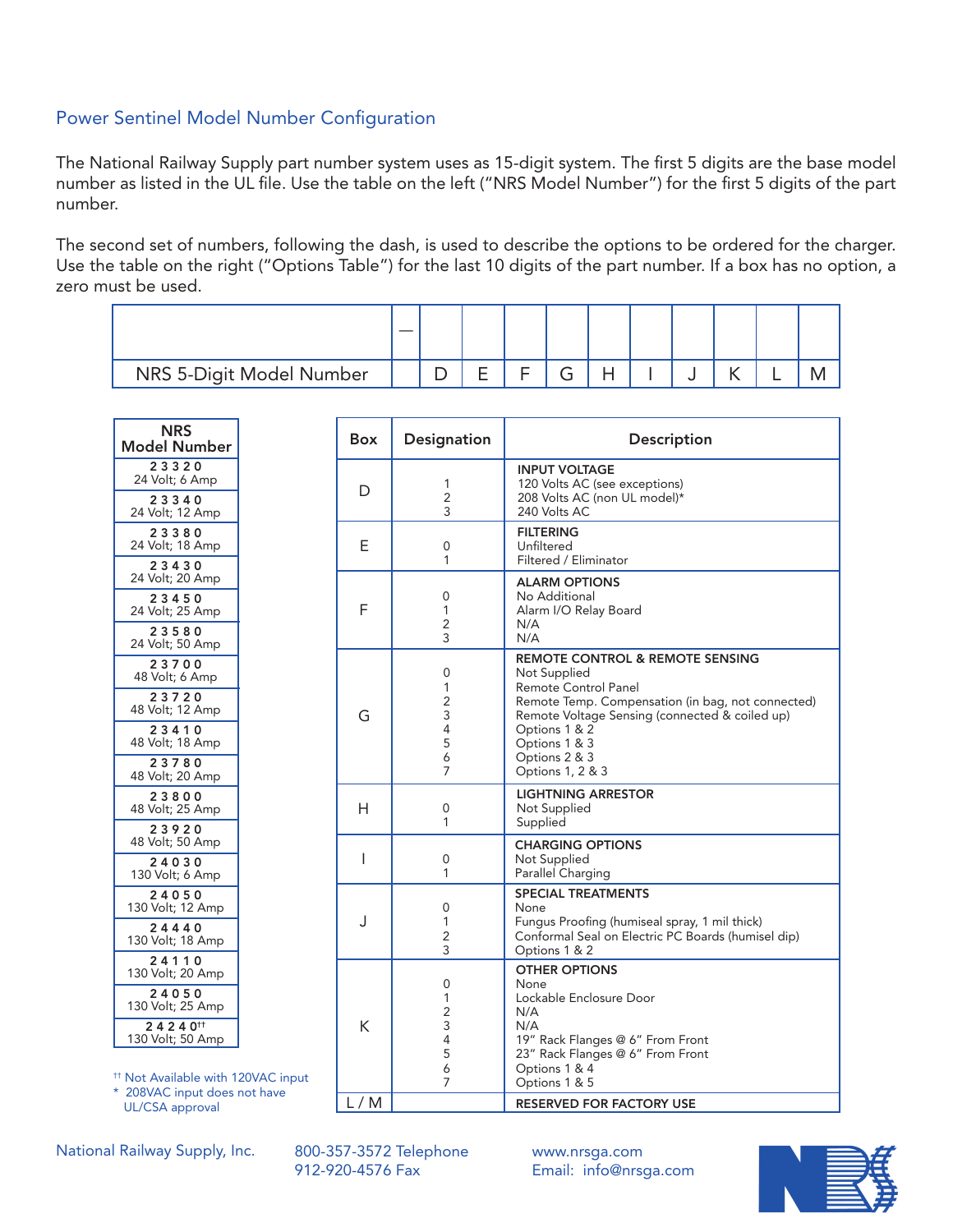## Power Sentinel Model Number Configuration

The National Railway Supply part number system uses as 15-digit system. The first 5 digits are the base model number as listed in the UL file. Use the table on the left ("NRS Model Number") for the first 5 digits of the part number.

The second set of numbers, following the dash, is used to describe the options to be ordered for the charger. Use the table on the right ("Options Table") for the last 10 digits of the part number. If a box has no option, a zero must be used.

| | — | | | | | | | | | | |
|---|---|---|---|---|---|---|---|---|---|---|---|
| NRS 5-Digit Model Number | | D | E | F | G | H | I | J | K | L | M |

| NRS Model Number |
|---|
| **23320** 24 Volt; 6 Amp |
| **23340** 24 Volt; 12 Amp |
| **23380** 24 Volt; 18 Amp |
| **23430** 24 Volt; 20 Amp |
| **23450** 24 Volt; 25 Amp |
| **23580** 24 Volt; 50 Amp |
| **23700** 48 Volt; 6 Amp |
| **23720** 48 Volt; 12 Amp |
| **23410** 48 Volt; 18 Amp |
| **23780** 48 Volt; 20 Amp |
| **23800** 48 Volt; 25 Amp |
| **23920** 48 Volt; 50 Amp |
| **24030** 130 Volt; 6 Amp |
| **24050** 130 Volt; 12 Amp |
| **24440** 130 Volt; 18 Amp |
| **24110** 130 Volt; 20 Amp |
| **24050** 130 Volt; 25 Amp |
| **24240**†† 130 Volt; 50 Amp |

†† Not Available with 120VAC input
* 208VAC input does not have UL/CSA approval

| Box | Designation | Description |
|---|---|---|
| D | | **INPUT VOLTAGE** |
| | 1 | 120 Volts AC (see exceptions) |
| | 2 | 208 Volts AC (non UL model)* |
| | 3 | 240 Volts AC |
| E | | **FILTERING** |
| | 0 | Unfiltered |
| | 1 | Filtered / Eliminator |
| F | | **ALARM OPTIONS** |
| | 0 | No Additional |
| | 1 | Alarm I/O Relay Board |
| | 2 | N/A |
| | 3 | N/A |
| G | | **REMOTE CONTROL & REMOTE SENSING** |
| | 0 | Not Supplied |
| | 1 | Remote Control Panel |
| | 2 | Remote Temp. Compensation (in bag, not connected) |
| | 3 | Remote Voltage Sensing (connected & coiled up) |
| | 4 | Options 1 & 2 |
| | 5 | Options 1 & 3 |
| | 6 | Options 2 & 3 |
| | 7 | Options 1, 2 & 3 |
| H | | **LIGHTNING ARRESTOR** |
| | 0 | Not Supplied |
| | 1 | Supplied |
| I | | **CHARGING OPTIONS** |
| | 0 | Not Supplied |
| | 1 | Parallel Charging |
| J | | **SPECIAL TREATMENTS** |
| | 0 | None |
| | 1 | Fungus Proofing (humiseal spray, 1 mil thick) |
| | 2 | Conformal Seal on Electric PC Boards (humisel dip) |
| | 3 | Options 1 & 2 |
| K | | **OTHER OPTIONS** |
| | 0 | None |
| | 1 | Lockable Enclosure Door |
| | 2 | N/A |
| | 3 | N/A |
| | 4 | 19" Rack Flanges @ 6" From Front |
| | 5 | 23" Rack Flanges @ 6" From Front |
| | 6 | Options 1 & 4 |
| | 7 | Options 1 & 5 |
| L / M | | **RESERVED FOR FACTORY USE** |

National Railway Supply, Inc.

800-357-3572 Telephone
912-920-4576 Fax

www.nrsga.com
Email: info@nrsga.com